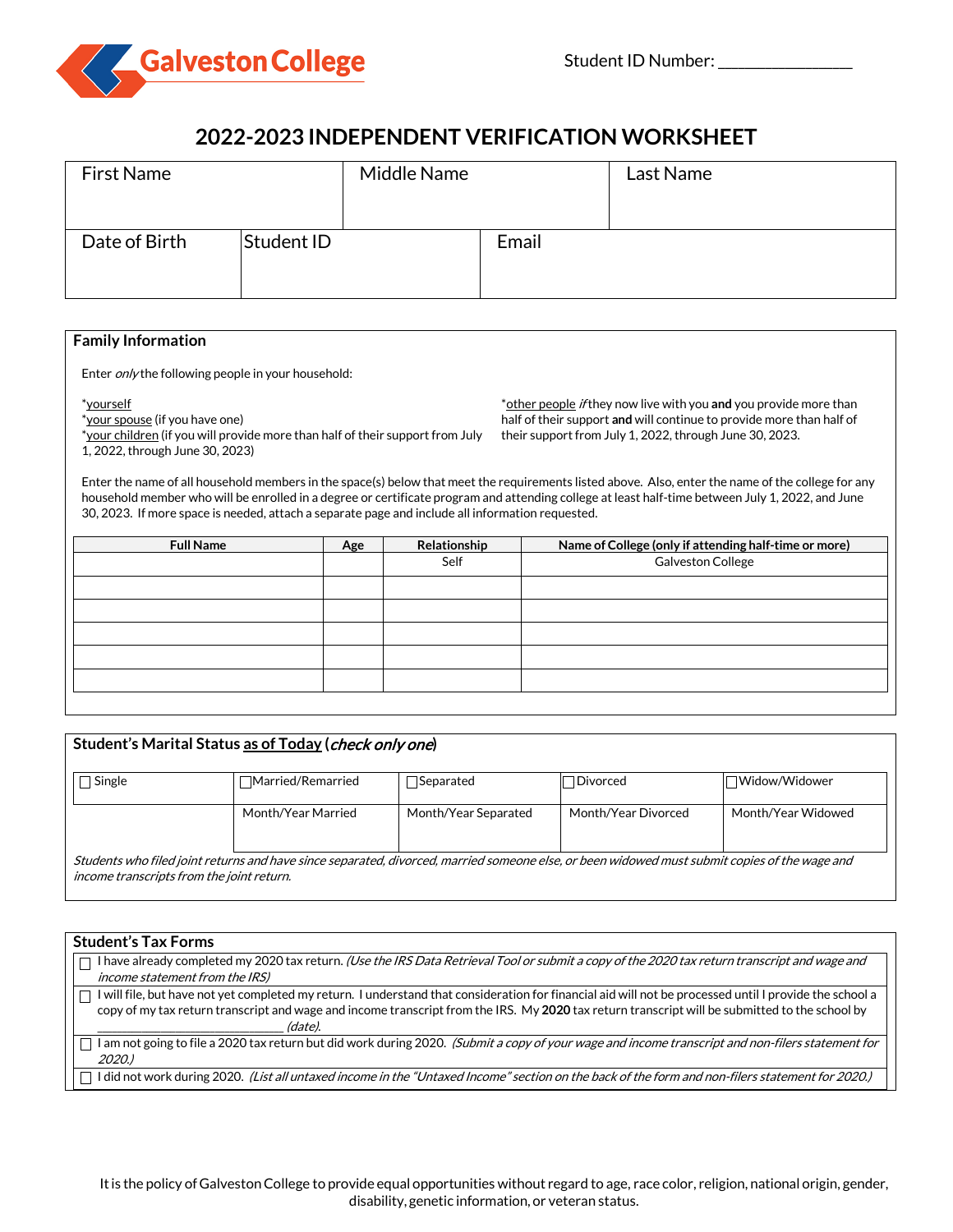Galveston College

Student ID Number: ________________

# 2022-2023 INDEPENDENT VERIFICATION WORKSHEET

| First Name | | Middle Name | Last Name |
|---|---|---|---|
| Date of Birth | Student ID | Email | |

## Family Information

Enter *only* the following people in your household:

*<u>yourself</u>
*<u>your spouse</u> (if you have one)
*<u>your children</u> (if you will provide more than half of their support from July 1, 2022, through June 30, 2023)

*<u>other people</u> *if* they now live with you **and** you provide more than half of their support **and** will continue to provide more than half of their support from July 1, 2022, through June 30, 2023.

Enter the name of all household members in the space(s) below that meet the requirements listed above. Also, enter the name of the college for any household member who will be enrolled in a degree or certificate program and attending college at least half-time between July 1, 2022, and June 30, 2023. If more space is needed, attach a separate page and include all information requested.

| Full Name | Age | Relationship | Name of College (only if attending half-time or more) |
|---|---|---|---|
| | | Self | Galveston College |
| | | | |
| | | | |
| | | | |
| | | | |
| | | | |

## Student's Marital Status <u>as of Today</u> (*check only one*)

| ☐ Single | ☐ Married/Remarried | ☐ Separated | ☐ Divorced | ☐ Widow/Widower |
|---|---|---|---|---|
| | Month/Year Married | Month/Year Separated | Month/Year Divorced | Month/Year Widowed |

*Students who filed joint returns and have since separated, divorced, married someone else, or been widowed must submit copies of the wage and income transcripts from the joint return.*

## Student's Tax Forms

- ☐ I have already completed my 2020 tax return. *(Use the IRS Data Retrieval Tool or submit a copy of the 2020 tax return transcript and wage and income statement from the IRS)*
- ☐ I will file, but have not yet completed my return. I understand that consideration for financial aid will not be processed until I provide the school a copy of my tax return transcript and wage and income transcript from the IRS. My **2020** tax return transcript will be submitted to the school by ______________________________ *(date).*
- ☐ I am not going to file a 2020 tax return but did work during 2020. *(Submit a copy of your wage and income transcript and non-filers statement for 2020.)*
- ☐ I did not work during 2020. *(List all untaxed income in the "Untaxed Income" section on the back of the form and non-filers statement for 2020.)*

It is the policy of Galveston College to provide equal opportunities without regard to age, race color, religion, national origin, gender, disability, genetic information, or veteran status.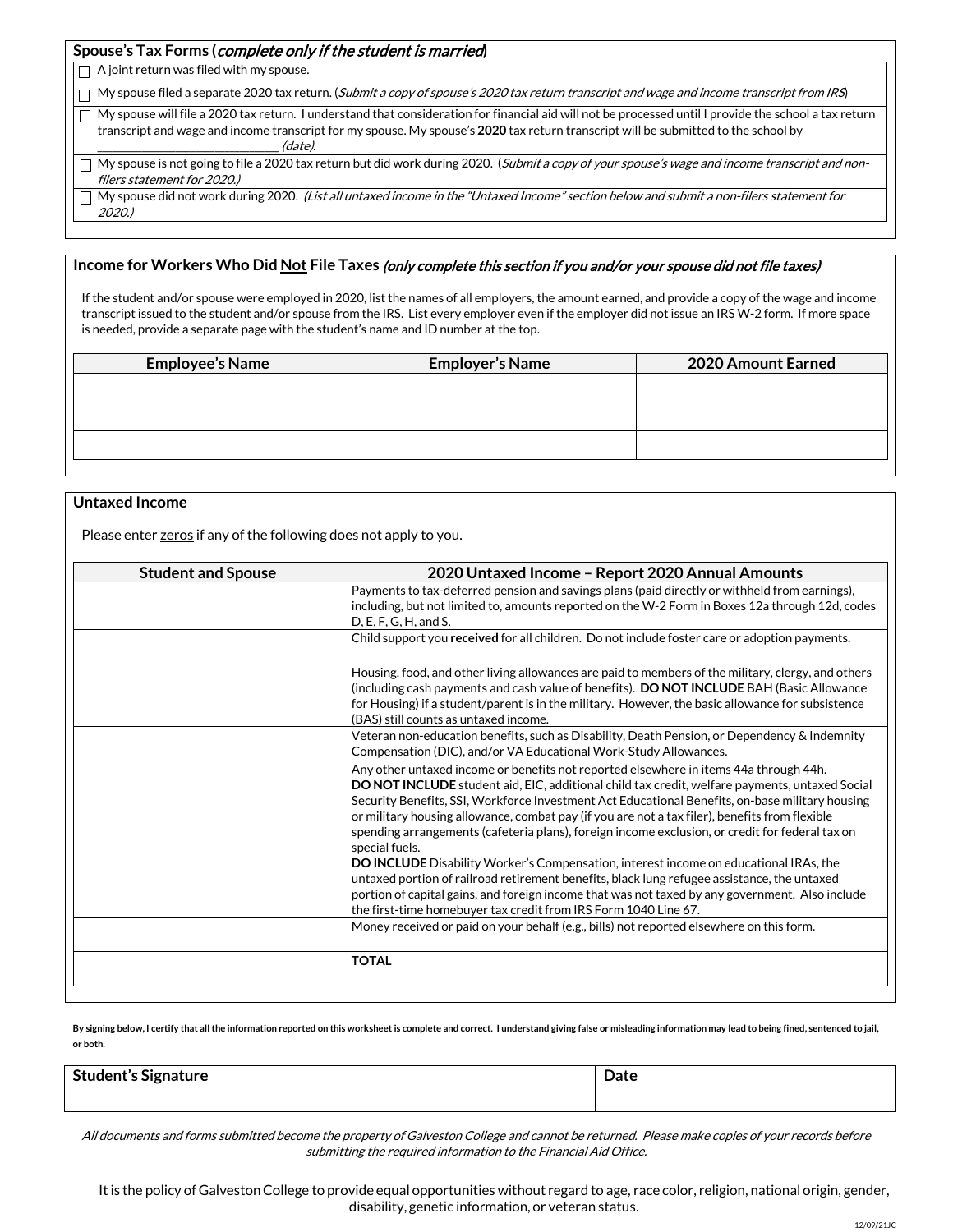## Spouse's Tax Forms (*complete only if the student is married*)

- ☐ A joint return was filed with my spouse.
- ☐ My spouse filed a separate 2020 tax return. (*Submit a copy of spouse's 2020 tax return transcript and wage and income transcript from IRS*)
- ☐ My spouse will file a 2020 tax return. I understand that consideration for financial aid will not be processed until I provide the school a tax return transcript and wage and income transcript for my spouse. My spouse's **2020** tax return transcript will be submitted to the school by ______________________________ *(date).*
- ☐ My spouse is not going to file a 2020 tax return but did work during 2020. (*Submit a copy of your spouse's wage and income transcript and non-filers statement for 2020.)*
- ☐ My spouse did not work during 2020. *(List all untaxed income in the "Untaxed Income" section below and submit a non-filers statement for 2020.)*

## Income for Workers Who Did Not File Taxes *(only complete this section if you and/or your spouse did not file taxes)*

If the student and/or spouse were employed in 2020, list the names of all employers, the amount earned, and provide a copy of the wage and income transcript issued to the student and/or spouse from the IRS. List every employer even if the employer did not issue an IRS W-2 form. If more space is needed, provide a separate page with the student's name and ID number at the top.

| Employee's Name | Employer's Name | 2020 Amount Earned |
|---|---|---|
| | | |
| | | |
| | | |

## Untaxed Income

Please enter zeros if any of the following does not apply to you.

| Student and Spouse | 2020 Untaxed Income – Report 2020 Annual Amounts |
|---|---|
| | Payments to tax-deferred pension and savings plans (paid directly or withheld from earnings), including, but not limited to, amounts reported on the W-2 Form in Boxes 12a through 12d, codes D, E, F, G, H, and S. |
| | Child support you **received** for all children. Do not include foster care or adoption payments. |
| | Housing, food, and other living allowances are paid to members of the military, clergy, and others (including cash payments and cash value of benefits). **DO NOT INCLUDE** BAH (Basic Allowance for Housing) if a student/parent is in the military. However, the basic allowance for subsistence (BAS) still counts as untaxed income. |
| | Veteran non-education benefits, such as Disability, Death Pension, or Dependency & Indemnity Compensation (DIC), and/or VA Educational Work-Study Allowances. |
| | Any other untaxed income or benefits not reported elsewhere in items 44a through 44h. **DO NOT INCLUDE** student aid, EIC, additional child tax credit, welfare payments, untaxed Social Security Benefits, SSI, Workforce Investment Act Educational Benefits, on-base military housing or military housing allowance, combat pay (if you are not a tax filer), benefits from flexible spending arrangements (cafeteria plans), foreign income exclusion, or credit for federal tax on special fuels. **DO INCLUDE** Disability Worker's Compensation, interest income on educational IRAs, the untaxed portion of railroad retirement benefits, black lung refugee assistance, the untaxed portion of capital gains, and foreign income that was not taxed by any government. Also include the first-time homebuyer tax credit from IRS Form 1040 Line 67. |
| | Money received or paid on your behalf (e.g., bills) not reported elsewhere on this form. |
| | **TOTAL** |

**By signing below, I certify that all the information reported on this worksheet is complete and correct. I understand giving false or misleading information may lead to being fined, sentenced to jail, or both.**

| Student's Signature | Date |
|---|---|
| | |

*All documents and forms submitted become the property of Galveston College and cannot be returned. Please make copies of your records before submitting the required information to the Financial Aid Office.*

It is the policy of Galveston College to provide equal opportunities without regard to age, race color, religion, national origin, gender, disability, genetic information, or veteran status.

12/09/21JC